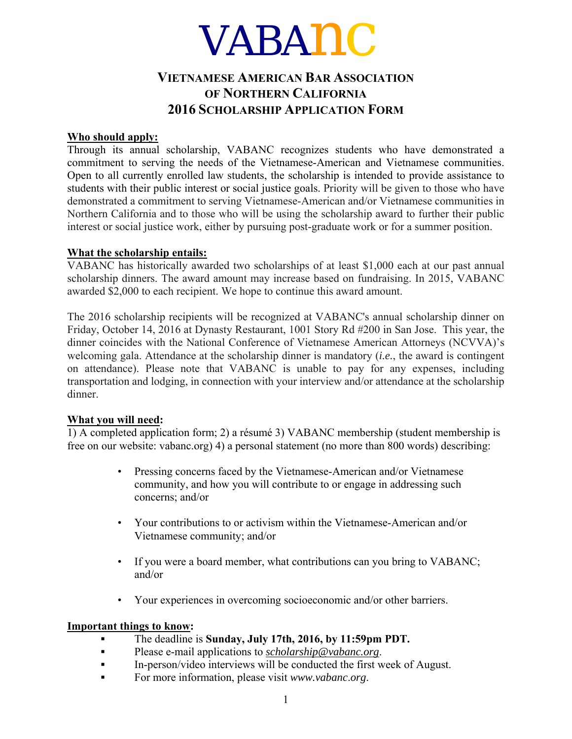# VABAnc

## Vietnamese American Bar Association of Northern California 2016 Scholarship Application Form

**Who should apply:**

Through its annual scholarship, VABANC recognizes students who have demonstrated a commitment to serving the needs of the Vietnamese-American and Vietnamese communities. Open to all currently enrolled law students, the scholarship is intended to provide assistance to students with their public interest or social justice goals. Priority will be given to those who have demonstrated a commitment to serving Vietnamese-American and/or Vietnamese communities in Northern California and to those who will be using the scholarship award to further their public interest or social justice work, either by pursuing post-graduate work or for a summer position.

**What the scholarship entails:**

VABANC has historically awarded two scholarships of at least $1,000 each at our past annual scholarship dinners. The award amount may increase based on fundraising. In 2015, VABANC awarded $2,000 to each recipient. We hope to continue this award amount.

The 2016 scholarship recipients will be recognized at VABANC's annual scholarship dinner on Friday, October 14, 2016 at Dynasty Restaurant, 1001 Story Rd #200 in San Jose. This year, the dinner coincides with the National Conference of Vietnamese American Attorneys (NCVVA)'s welcoming gala. Attendance at the scholarship dinner is mandatory (*i.e.*, the award is contingent on attendance). Please note that VABANC is unable to pay for any expenses, including transportation and lodging, in connection with your interview and/or attendance at the scholarship dinner.

**What you will need:**

1) A completed application form; 2) a résumé 3) VABANC membership (student membership is free on our website: vabanc.org) 4) a personal statement (no more than 800 words) describing:

- Pressing concerns faced by the Vietnamese-American and/or Vietnamese community, and how you will contribute to or engage in addressing such concerns; and/or
- Your contributions to or activism within the Vietnamese-American and/or Vietnamese community; and/or
- If you were a board member, what contributions can you bring to VABANC; and/or
- Your experiences in overcoming socioeconomic and/or other barriers.

**Important things to know:**

- The deadline is **Sunday, July 17th, 2016, by 11:59pm PDT.**
- Please e-mail applications to *scholarship@vabanc.org*.
- In-person/video interviews will be conducted the first week of August.
- For more information, please visit *www.vabanc.org*.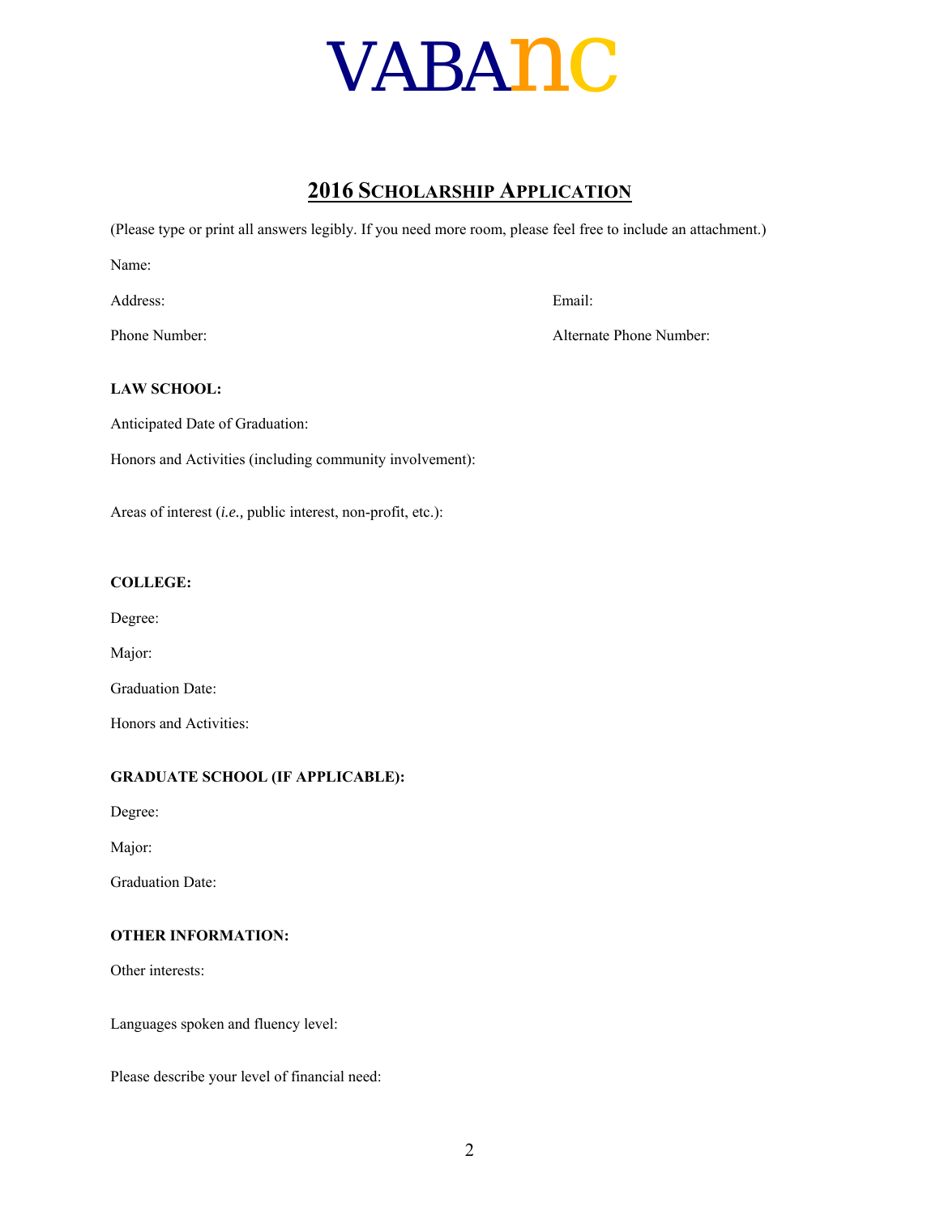# VABANC

## 2016 SCHOLARSHIP APPLICATION

(Please type or print all answers legibly. If you need more room, please feel free to include an attachment.)

Name:

Address:

Email:

Phone Number:

Alternate Phone Number:

**LAW SCHOOL:**

Anticipated Date of Graduation:

Honors and Activities (including community involvement):

Areas of interest (*i.e.,* public interest, non-profit, etc.):

**COLLEGE:**

Degree:

Major:

Graduation Date:

Honors and Activities:

**GRADUATE SCHOOL (IF APPLICABLE):**

Degree:

Major:

Graduation Date:

**OTHER INFORMATION:**

Other interests:

Languages spoken and fluency level:

Please describe your level of financial need: